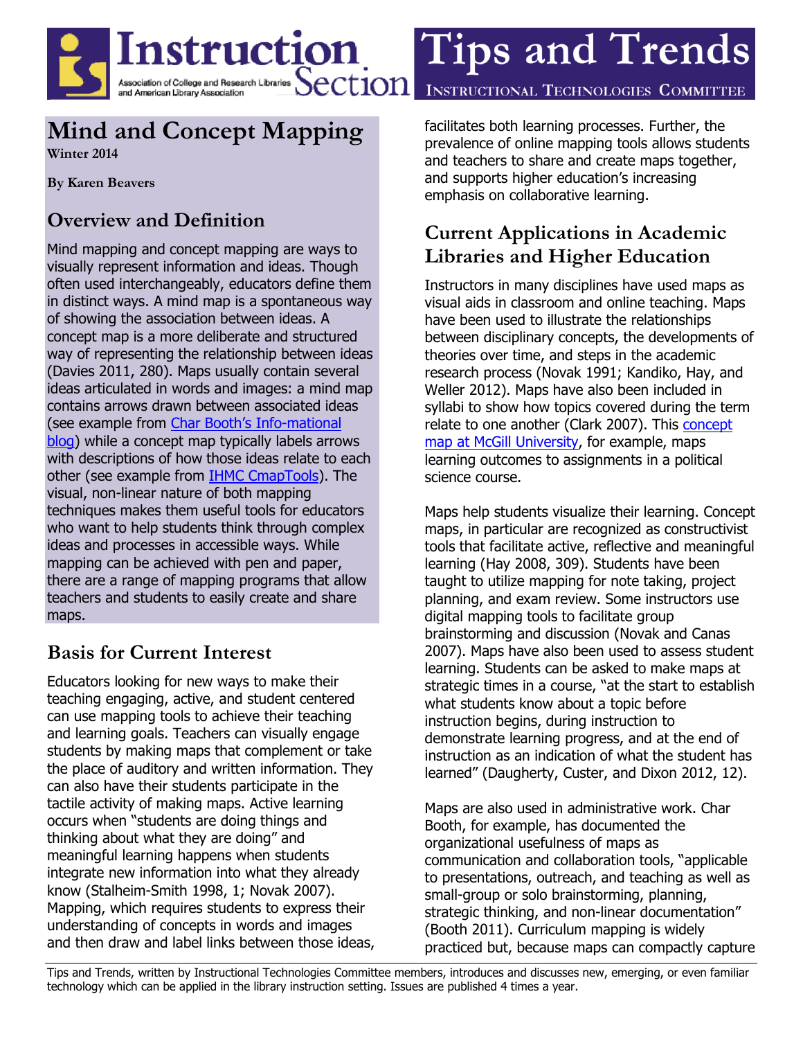# Mind and Concept Mapping

Winter 2014

**By Karen Beavers**

## Overview and Definition

Mind mapping and concept mapping are ways to visually represent information and ideas. Though often used interchangeably, educators define them in distinct ways. A mind map is a spontaneous way of showing the association between ideas. A concept map is a more deliberate and structured way of representing the relationship between ideas (Davies 2011, 280). Maps usually contain several ideas articulated in words and images: a mind map contains arrows drawn between associated ideas (see example from Char Booth's Info-mational blog) while a concept map typically labels arrows with descriptions of how those ideas relate to each other (see example from IHMC CmapTools). The visual, non-linear nature of both mapping techniques makes them useful tools for educators who want to help students think through complex ideas and processes in accessible ways. While mapping can be achieved with pen and paper, there are a range of mapping programs that allow teachers and students to easily create and share maps.

## Basis for Current Interest

Educators looking for new ways to make their teaching engaging, active, and student centered can use mapping tools to achieve their teaching and learning goals. Teachers can visually engage students by making maps that complement or take the place of auditory and written information. They can also have their students participate in the tactile activity of making maps. Active learning occurs when "students are doing things and thinking about what they are doing" and meaningful learning happens when students integrate new information into what they already know (Stalheim-Smith 1998, 1; Novak 2007). Mapping, which requires students to express their understanding of concepts in words and images and then draw and label links between those ideas, facilitates both learning processes. Further, the prevalence of online mapping tools allows students and teachers to share and create maps together, and supports higher education's increasing emphasis on collaborative learning.

## Current Applications in Academic Libraries and Higher Education

Instructors in many disciplines have used maps as visual aids in classroom and online teaching. Maps have been used to illustrate the relationships between disciplinary concepts, the developments of theories over time, and steps in the academic research process (Novak 1991; Kandiko, Hay, and Weller 2012). Maps have also been included in syllabi to show how topics covered during the term relate to one another (Clark 2007). This concept map at McGill University, for example, maps learning outcomes to assignments in a political science course.

Maps help students visualize their learning. Concept maps, in particular are recognized as constructivist tools that facilitate active, reflective and meaningful learning (Hay 2008, 309). Students have been taught to utilize mapping for note taking, project planning, and exam review. Some instructors use digital mapping tools to facilitate group brainstorming and discussion (Novak and Canas 2007). Maps have also been used to assess student learning. Students can be asked to make maps at strategic times in a course, "at the start to establish what students know about a topic before instruction begins, during instruction to demonstrate learning progress, and at the end of instruction as an indication of what the student has learned" (Daugherty, Custer, and Dixon 2012, 12).

Maps are also used in administrative work. Char Booth, for example, has documented the organizational usefulness of maps as communication and collaboration tools, "applicable to presentations, outreach, and teaching as well as small-group or solo brainstorming, planning, strategic thinking, and non-linear documentation" (Booth 2011). Curriculum mapping is widely practiced but, because maps can compactly capture

Tips and Trends, written by Instructional Technologies Committee members, introduces and discusses new, emerging, or even familiar technology which can be applied in the library instruction setting. Issues are published 4 times a year.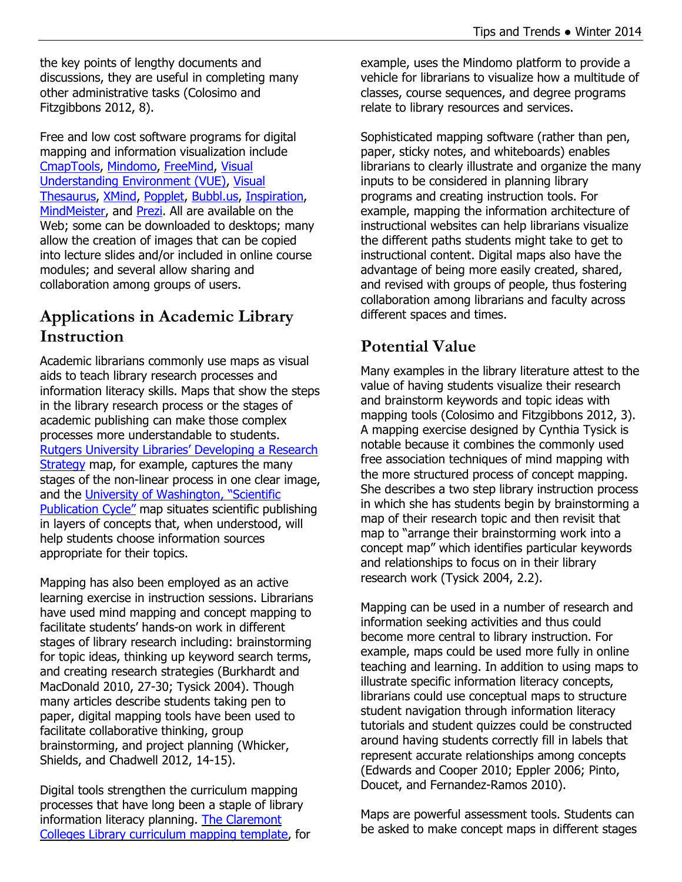the key points of lengthy documents and discussions, they are useful in completing many other administrative tasks (Colosimo and Fitzgibbons 2012, 8).

Free and low cost software programs for digital mapping and information visualization include CmapTools, Mindomo, FreeMind, Visual Understanding Environment (VUE), Visual Thesaurus, XMind, Popplet, Bubbl.us, Inspiration, MindMeister, and Prezi. All are available on the Web; some can be downloaded to desktops; many allow the creation of images that can be copied into lecture slides and/or included in online course modules; and several allow sharing and collaboration among groups of users.

## Applications in Academic Library Instruction

Academic librarians commonly use maps as visual aids to teach library research processes and information literacy skills. Maps that show the steps in the library research process or the stages of academic publishing can make those complex processes more understandable to students. Rutgers University Libraries' Developing a Research Strategy map, for example, captures the many stages of the non-linear process in one clear image, and the University of Washington, "Scientific Publication Cycle" map situates scientific publishing in layers of concepts that, when understood, will help students choose information sources appropriate for their topics.

Mapping has also been employed as an active learning exercise in instruction sessions. Librarians have used mind mapping and concept mapping to facilitate students' hands-on work in different stages of library research including: brainstorming for topic ideas, thinking up keyword search terms, and creating research strategies (Burkhardt and MacDonald 2010, 27-30; Tysick 2004). Though many articles describe students taking pen to paper, digital mapping tools have been used to facilitate collaborative thinking, group brainstorming, and project planning (Whicker, Shields, and Chadwell 2012, 14-15).

Digital tools strengthen the curriculum mapping processes that have long been a staple of library information literacy planning. The Claremont Colleges Library curriculum mapping template, for example, uses the Mindomo platform to provide a vehicle for librarians to visualize how a multitude of classes, course sequences, and degree programs relate to library resources and services.

Sophisticated mapping software (rather than pen, paper, sticky notes, and whiteboards) enables librarians to clearly illustrate and organize the many inputs to be considered in planning library programs and creating instruction tools. For example, mapping the information architecture of instructional websites can help librarians visualize the different paths students might take to get to instructional content. Digital maps also have the advantage of being more easily created, shared, and revised with groups of people, thus fostering collaboration among librarians and faculty across different spaces and times.

## Potential Value

Many examples in the library literature attest to the value of having students visualize their research and brainstorm keywords and topic ideas with mapping tools (Colosimo and Fitzgibbons 2012, 3). A mapping exercise designed by Cynthia Tysick is notable because it combines the commonly used free association techniques of mind mapping with the more structured process of concept mapping. She describes a two step library instruction process in which she has students begin by brainstorming a map of their research topic and then revisit that map to "arrange their brainstorming work into a concept map" which identifies particular keywords and relationships to focus on in their library research work (Tysick 2004, 2.2).

Mapping can be used in a number of research and information seeking activities and thus could become more central to library instruction. For example, maps could be used more fully in online teaching and learning. In addition to using maps to illustrate specific information literacy concepts, librarians could use conceptual maps to structure student navigation through information literacy tutorials and student quizzes could be constructed around having students correctly fill in labels that represent accurate relationships among concepts (Edwards and Cooper 2010; Eppler 2006; Pinto, Doucet, and Fernandez-Ramos 2010).

Maps are powerful assessment tools. Students can be asked to make concept maps in different stages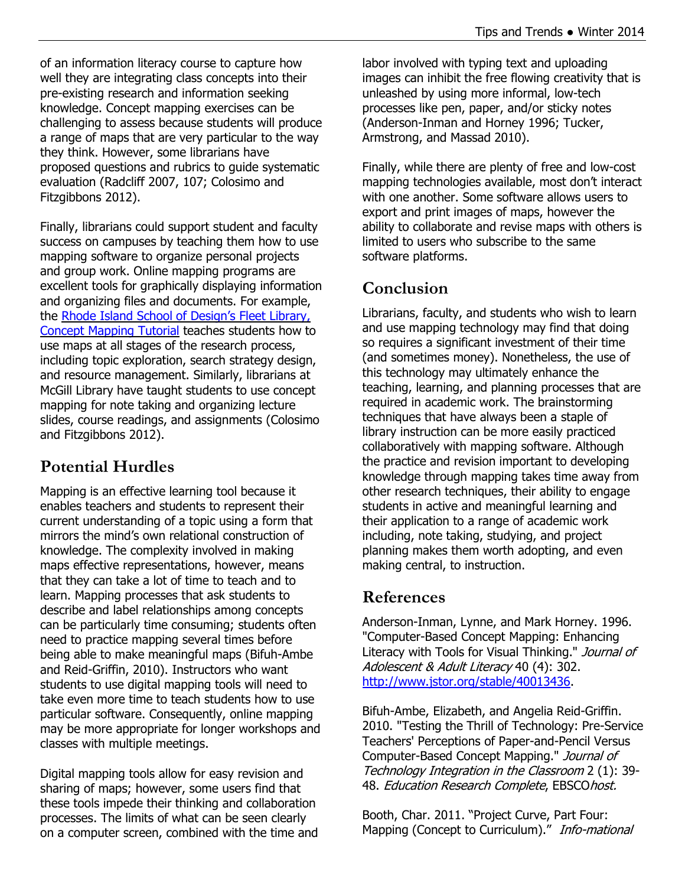of an information literacy course to capture how well they are integrating class concepts into their pre-existing research and information seeking knowledge. Concept mapping exercises can be challenging to assess because students will produce a range of maps that are very particular to the way they think. However, some librarians have proposed questions and rubrics to guide systematic evaluation (Radcliff 2007, 107; Colosimo and Fitzgibbons 2012).

Finally, librarians could support student and faculty success on campuses by teaching them how to use mapping software to organize personal projects and group work. Online mapping programs are excellent tools for graphically displaying information and organizing files and documents. For example, the [Rhode Island School of Design's Fleet Library, Concept Mapping Tutorial]() teaches students how to use maps at all stages of the research process, including topic exploration, search strategy design, and resource management. Similarly, librarians at McGill Library have taught students to use concept mapping for note taking and organizing lecture slides, course readings, and assignments (Colosimo and Fitzgibbons 2012).

## Potential Hurdles

Mapping is an effective learning tool because it enables teachers and students to represent their current understanding of a topic using a form that mirrors the mind's own relational construction of knowledge. The complexity involved in making maps effective representations, however, means that they can take a lot of time to teach and to learn. Mapping processes that ask students to describe and label relationships among concepts can be particularly time consuming; students often need to practice mapping several times before being able to make meaningful maps (Bifuh-Ambe and Reid-Griffin, 2010). Instructors who want students to use digital mapping tools will need to take even more time to teach students how to use particular software. Consequently, online mapping may be more appropriate for longer workshops and classes with multiple meetings.

Digital mapping tools allow for easy revision and sharing of maps; however, some users find that these tools impede their thinking and collaboration processes. The limits of what can be seen clearly on a computer screen, combined with the time and labor involved with typing text and uploading images can inhibit the free flowing creativity that is unleashed by using more informal, low-tech processes like pen, paper, and/or sticky notes (Anderson-Inman and Horney 1996; Tucker, Armstrong, and Massad 2010).

Finally, while there are plenty of free and low-cost mapping technologies available, most don't interact with one another. Some software allows users to export and print images of maps, however the ability to collaborate and revise maps with others is limited to users who subscribe to the same software platforms.

## Conclusion

Librarians, faculty, and students who wish to learn and use mapping technology may find that doing so requires a significant investment of their time (and sometimes money). Nonetheless, the use of this technology may ultimately enhance the teaching, learning, and planning processes that are required in academic work. The brainstorming techniques that have always been a staple of library instruction can be more easily practiced collaboratively with mapping software. Although the practice and revision important to developing knowledge through mapping takes time away from other research techniques, their ability to engage students in active and meaningful learning and their application to a range of academic work including, note taking, studying, and project planning makes them worth adopting, and even making central, to instruction.

## References

Anderson-Inman, Lynne, and Mark Horney. 1996. "Computer-Based Concept Mapping: Enhancing Literacy with Tools for Visual Thinking." *Journal of Adolescent & Adult Literacy* 40 (4): 302. [http://www.jstor.org/stable/40013436](http://www.jstor.org/stable/40013436).

Bifuh-Ambe, Elizabeth, and Angelia Reid-Griffin. 2010. "Testing the Thrill of Technology: Pre-Service Teachers' Perceptions of Paper-and-Pencil Versus Computer-Based Concept Mapping." *Journal of Technology Integration in the Classroom* 2 (1): 39-48. *Education Research Complete*, EBSCO*host.*

Booth, Char. 2011. "Project Curve, Part Four: Mapping (Concept to Curriculum)." *Info-mational*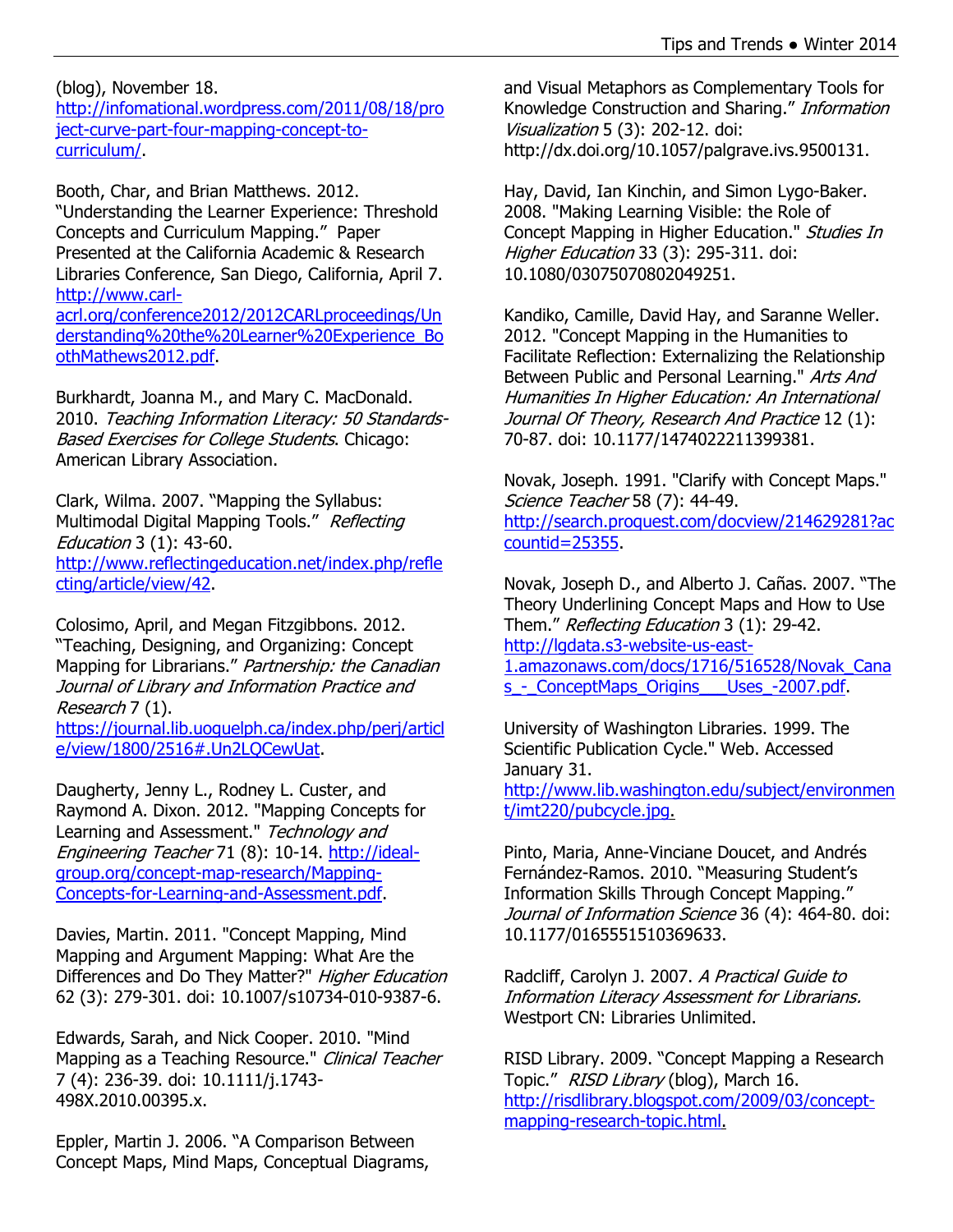(blog), November 18. http://infomational.wordpress.com/2011/08/18/project-curve-part-four-mapping-concept-to-curriculum/.

Booth, Char, and Brian Matthews. 2012. "Understanding the Learner Experience: Threshold Concepts and Curriculum Mapping." Paper Presented at the California Academic & Research Libraries Conference, San Diego, California, April 7. http://www.carl-acrl.org/conference2012/2012CARLproceedings/Understanding%20the%20Learner%20Experience_BoothMathews2012.pdf.

Burkhardt, Joanna M., and Mary C. MacDonald. 2010. *Teaching Information Literacy: 50 Standards-Based Exercises for College Students*. Chicago: American Library Association.

Clark, Wilma. 2007. "Mapping the Syllabus: Multimodal Digital Mapping Tools." *Reflecting Education* 3 (1): 43-60. http://www.reflectingeducation.net/index.php/reflecting/article/view/42.

Colosimo, April, and Megan Fitzgibbons. 2012. "Teaching, Designing, and Organizing: Concept Mapping for Librarians." *Partnership: the Canadian Journal of Library and Information Practice and Research* 7 (1). https://journal.lib.uoguelph.ca/index.php/perj/article/view/1800/2516#.Un2LQCewUat.

Daugherty, Jenny L., Rodney L. Custer, and Raymond A. Dixon. 2012. "Mapping Concepts for Learning and Assessment." *Technology and Engineering Teacher* 71 (8): 10-14. http://ideal-group.org/concept-map-research/Mapping-Concepts-for-Learning-and-Assessment.pdf.

Davies, Martin. 2011. "Concept Mapping, Mind Mapping and Argument Mapping: What Are the Differences and Do They Matter?" *Higher Education* 62 (3): 279-301. doi: 10.1007/s10734-010-9387-6.

Edwards, Sarah, and Nick Cooper. 2010. "Mind Mapping as a Teaching Resource." *Clinical Teacher* 7 (4): 236-39. doi: 10.1111/j.1743-498X.2010.00395.x.

Eppler, Martin J. 2006. "A Comparison Between Concept Maps, Mind Maps, Conceptual Diagrams, and Visual Metaphors as Complementary Tools for Knowledge Construction and Sharing." *Information Visualization* 5 (3): 202-12. doi: http://dx.doi.org/10.1057/palgrave.ivs.9500131.

Hay, David, Ian Kinchin, and Simon Lygo-Baker. 2008. "Making Learning Visible: the Role of Concept Mapping in Higher Education." *Studies In Higher Education* 33 (3): 295-311. doi: 10.1080/03075070802049251.

Kandiko, Camille, David Hay, and Saranne Weller. 2012. "Concept Mapping in the Humanities to Facilitate Reflection: Externalizing the Relationship Between Public and Personal Learning." *Arts And Humanities In Higher Education: An International Journal Of Theory, Research And Practice* 12 (1): 70-87. doi: 10.1177/1474022211399381.

Novak, Joseph. 1991. "Clarify with Concept Maps." *Science Teacher* 58 (7): 44-49. http://search.proquest.com/docview/214629281?accountid=25355.

Novak, Joseph D., and Alberto J. Cañas. 2007. "The Theory Underlining Concept Maps and How to Use Them." *Reflecting Education* 3 (1): 29-42. http://lgdata.s3-website-us-east-1.amazonaws.com/docs/1716/516528/Novak_Canas_-_ConceptMaps_Origins___Uses_-2007.pdf.

University of Washington Libraries. 1999. The Scientific Publication Cycle." Web. Accessed January 31. http://www.lib.washington.edu/subject/environment/imt220/pubcycle.jpg.

Pinto, Maria, Anne-Vinciane Doucet, and Andrés Fernández-Ramos. 2010. "Measuring Student's Information Skills Through Concept Mapping." *Journal of Information Science* 36 (4): 464-80. doi: 10.1177/0165551510369633.

Radcliff, Carolyn J. 2007. *A Practical Guide to Information Literacy Assessment for Librarians.* Westport CN: Libraries Unlimited.

RISD Library. 2009. "Concept Mapping a Research Topic." *RISD Library* (blog), March 16. http://risdlibrary.blogspot.com/2009/03/concept-mapping-research-topic.html.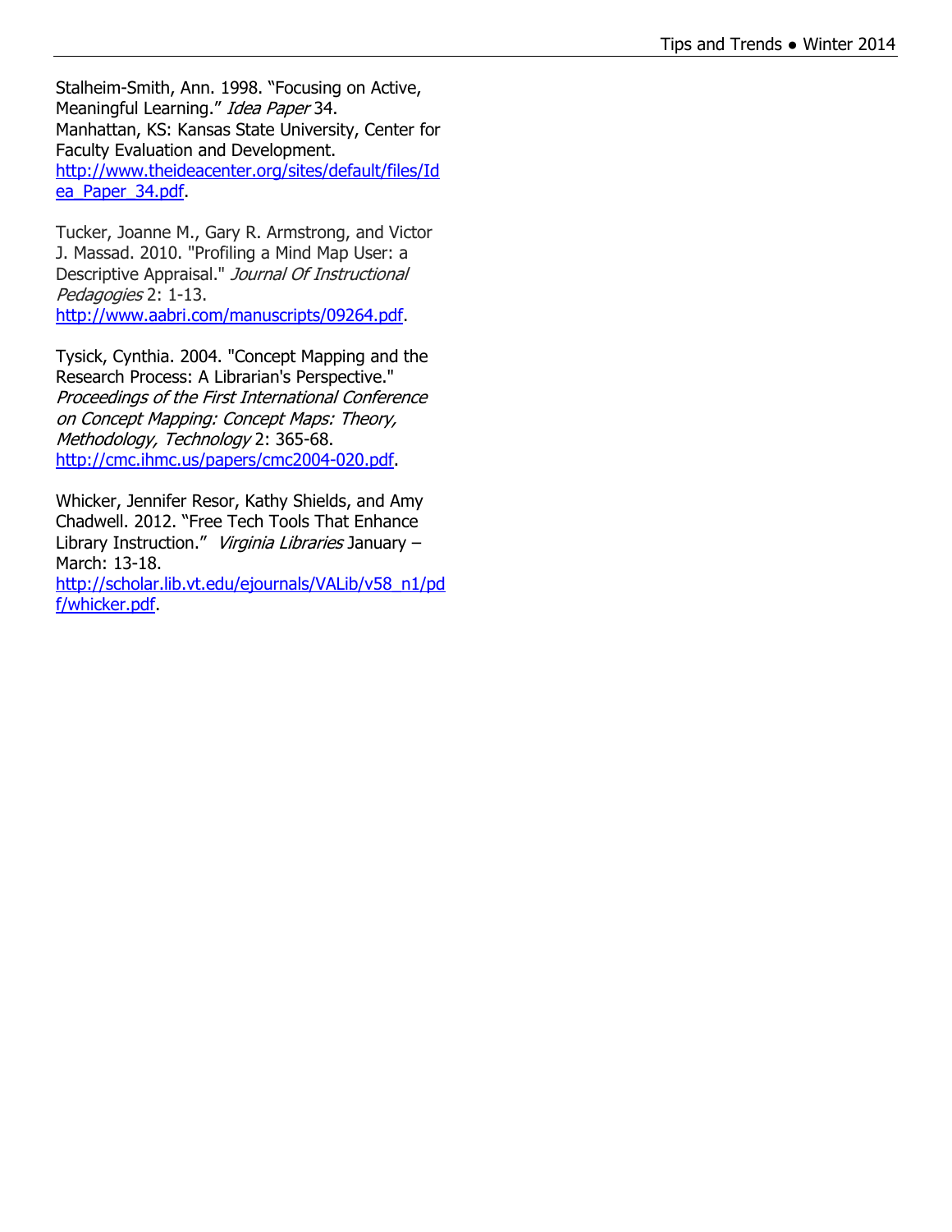Stalheim-Smith, Ann. 1998. "Focusing on Active, Meaningful Learning." *Idea Paper* 34. Manhattan, KS: Kansas State University, Center for Faculty Evaluation and Development. http://www.theideacenter.org/sites/default/files/Idea_Paper_34.pdf.

Tucker, Joanne M., Gary R. Armstrong, and Victor J. Massad. 2010. "Profiling a Mind Map User: a Descriptive Appraisal." *Journal Of Instructional Pedagogies* 2: 1-13. http://www.aabri.com/manuscripts/09264.pdf.

Tysick, Cynthia. 2004. "Concept Mapping and the Research Process: A Librarian's Perspective." *Proceedings of the First International Conference on Concept Mapping: Concept Maps: Theory, Methodology, Technology* 2: 365-68. http://cmc.ihmc.us/papers/cmc2004-020.pdf.

Whicker, Jennifer Resor, Kathy Shields, and Amy Chadwell. 2012. "Free Tech Tools That Enhance Library Instruction." *Virginia Libraries* January – March: 13-18. http://scholar.lib.vt.edu/ejournals/VALib/v58_n1/pdf/whicker.pdf.